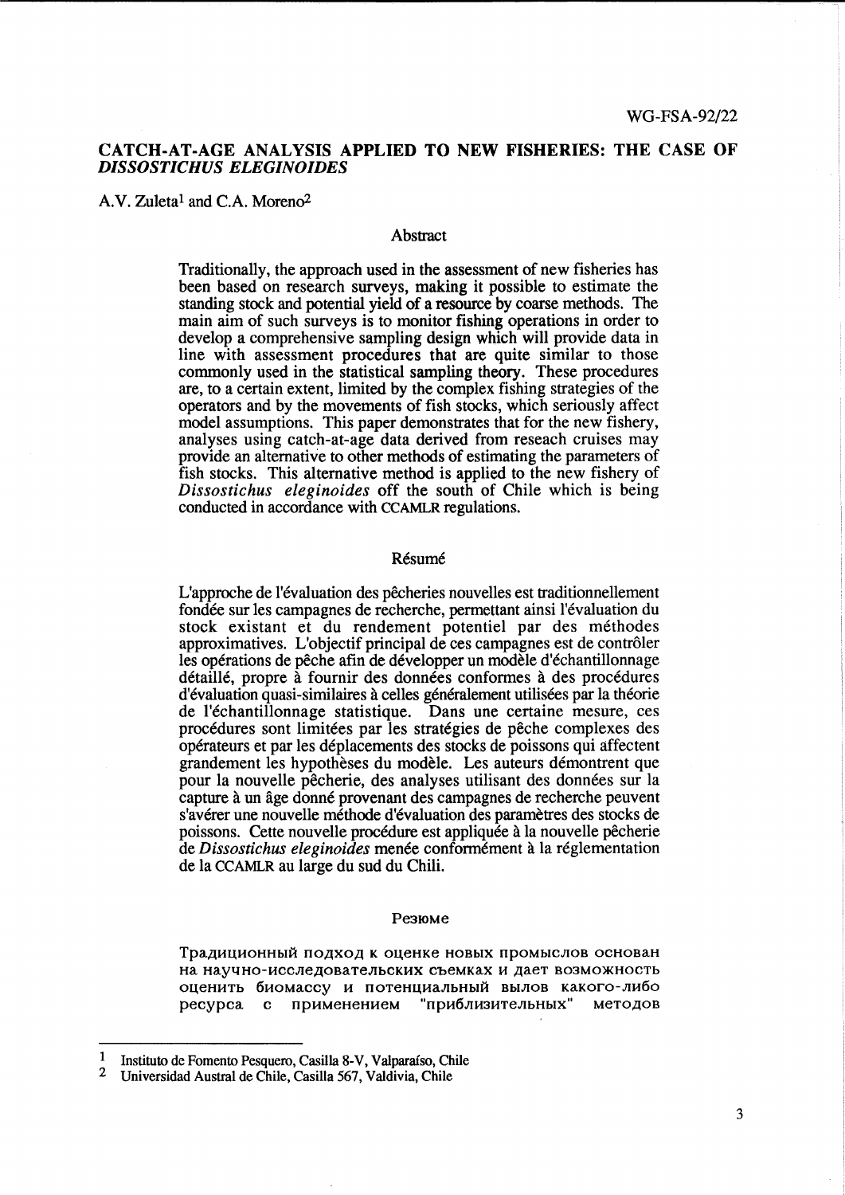WG-FSA-92/22

# CATCH-AT-AGE ANALYSIS APPLIED TO NEW FISHERIES: THE CASE OF *DISSOSTICHUS ELEGINOIDES*

A.V. Zuleta[1] and C.A. Moreno[2]

## Abstract

Traditionally, the approach used in the assessment of new fisheries has been based on research surveys, making it possible to estimate the standing stock and potential yield of a resource by coarse methods. The main aim of such surveys is to monitor fishing operations in order to develop a comprehensive sampling design which will provide data in line with assessment procedures that are quite similar to those commonly used in the statistical sampling theory. These procedures are, to a certain extent, limited by the complex fishing strategies of the operators and by the movements of fish stocks, which seriously affect model assumptions. This paper demonstrates that for the new fishery, analyses using catch-at-age data derived from reseach cruises may provide an alternative to other methods of estimating the parameters of fish stocks. This alternative method is applied to the new fishery of *Dissostichus eleginoides* off the south of Chile which is being conducted in accordance with CCAMLR regulations.

## Résumé

L'approche de l'évaluation des pêcheries nouvelles est traditionnellement fondée sur les campagnes de recherche, permettant ainsi l'évaluation du stock existant et du rendement potentiel par des méthodes approximatives. L'objectif principal de ces campagnes est de contrôler les opérations de pêche afin de développer un modèle d'échantillonnage détaillé, propre à fournir des données conformes à des procédures d'évaluation quasi-similaires à celles généralement utilisées par la théorie de l'échantillonnage statistique. Dans une certaine mesure, ces procédures sont limitées par les stratégies de pêche complexes des opérateurs et par les déplacements des stocks de poissons qui affectent grandement les hypothèses du modèle. Les auteurs démontrent que pour la nouvelle pêcherie, des analyses utilisant des données sur la capture à un âge donné provenant des campagnes de recherche peuvent s'avérer une nouvelle méthode d'évaluation des paramètres des stocks de poissons. Cette nouvelle procédure est appliquée à la nouvelle pêcherie de *Dissostichus eleginoides* menée conformément à la réglementation de la CCAMLR au large du sud du Chili.

## Резюме

Традиционный подход к оценке новых промыслов основан на научно-исследовательских съемках и дает возможность оценить биомассу и потенциальный вылов какого-либо ресурса с применением "приблизительных" методов

---

[1] Instituto de Fomento Pesquero, Casilla 8-V, Valparaíso, Chile

[2] Universidad Austral de Chile, Casilla 567, Valdivia, Chile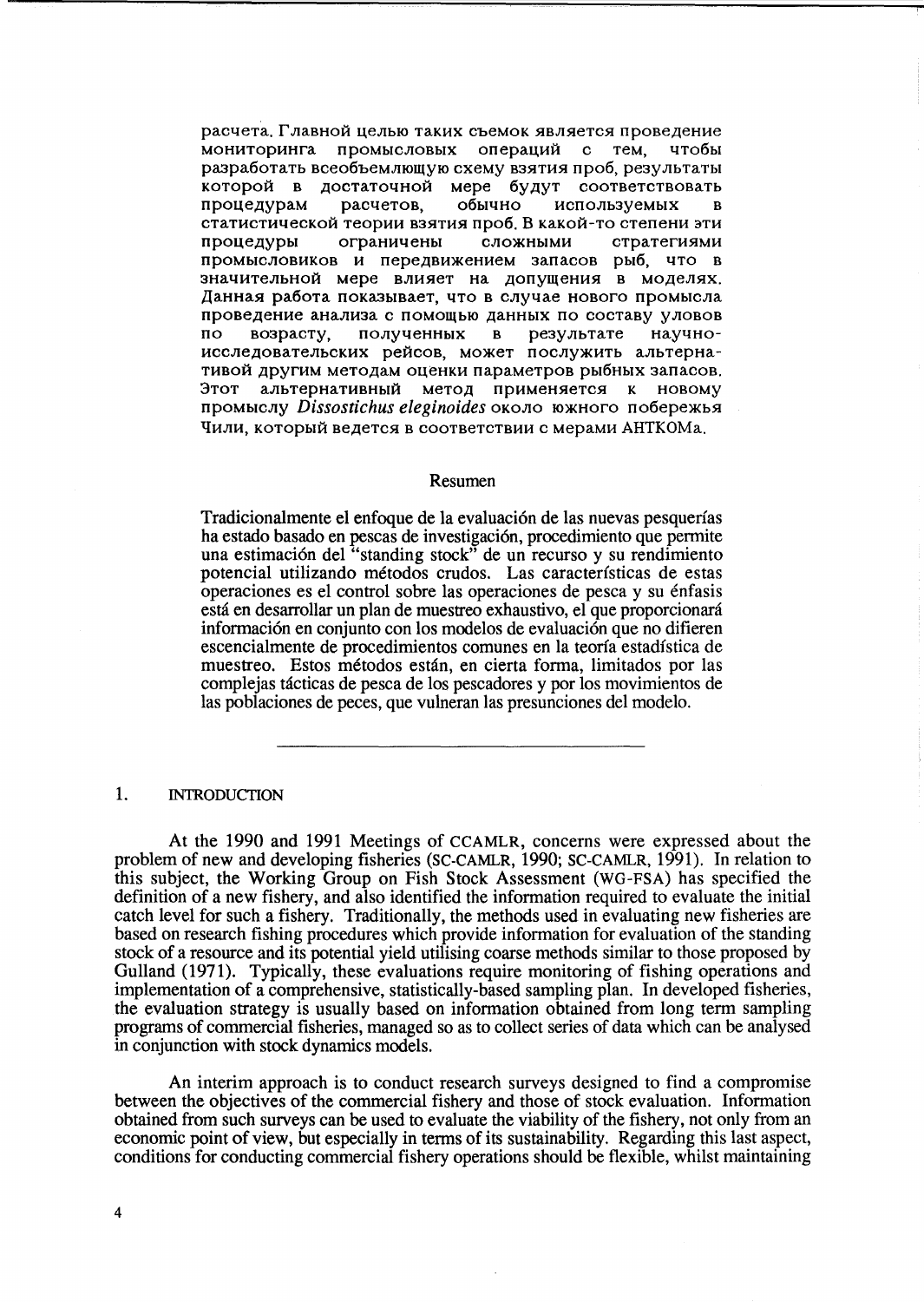расчета. Главной целью таких съемок является проведение мониторинга промысловых операций с тем, чтобы разработать всеобъемлющую схему взятия проб, результаты которой в достаточной мере будут соответствовать процедурам расчетов, обычно используемых в статистической теории взятия проб. В какой-то степени эти процедуры ограничены сложными стратегиями промысловиков и передвижением запасов рыб, что в значительной мере влияет на допущения в моделях. Данная работа показывает, что в случае нового промысла проведение анализа с помощью данных по составу уловов по возрасту, полученных в результате научно-исследовательских рейсов, может послужить альтернативой другим методам оценки параметров рыбных запасов. Этот альтернативный метод применяется к новому промыслу *Dissostichus eleginoides* около южного побережья Чили, который ведется в соответствии с мерами АНТКОМа.

## Resumen

Tradicionalmente el enfoque de la evaluación de las nuevas pesquerías ha estado basado en pescas de investigación, procedimiento que permite una estimación del "standing stock" de un recurso y su rendimiento potencial utilizando métodos crudos. Las características de estas operaciones es el control sobre las operaciones de pesca y su énfasis está en desarrollar un plan de muestreo exhaustivo, el que proporcionará información en conjunto con los modelos de evaluación que no difieren escencialmente de procedimientos comunes en la teoría estadística de muestreo. Estos métodos están, en cierta forma, limitados por las complejas tácticas de pesca de los pescadores y por los movimientos de las poblaciones de peces, que vulneran las presunciones del modelo.

---

## 1. INTRODUCTION

At the 1990 and 1991 Meetings of CCAMLR, concerns were expressed about the problem of new and developing fisheries (SC-CAMLR, 1990; SC-CAMLR, 1991). In relation to this subject, the Working Group on Fish Stock Assessment (WG-FSA) has specified the definition of a new fishery, and also identified the information required to evaluate the initial catch level for such a fishery. Traditionally, the methods used in evaluating new fisheries are based on research fishing procedures which provide information for evaluation of the standing stock of a resource and its potential yield utilising coarse methods similar to those proposed by Gulland (1971). Typically, these evaluations require monitoring of fishing operations and implementation of a comprehensive, statistically-based sampling plan. In developed fisheries, the evaluation strategy is usually based on information obtained from long term sampling programs of commercial fisheries, managed so as to collect series of data which can be analysed in conjunction with stock dynamics models.

An interim approach is to conduct research surveys designed to find a compromise between the objectives of the commercial fishery and those of stock evaluation. Information obtained from such surveys can be used to evaluate the viability of the fishery, not only from an economic point of view, but especially in terms of its sustainability. Regarding this last aspect, conditions for conducting commercial fishery operations should be flexible, whilst maintaining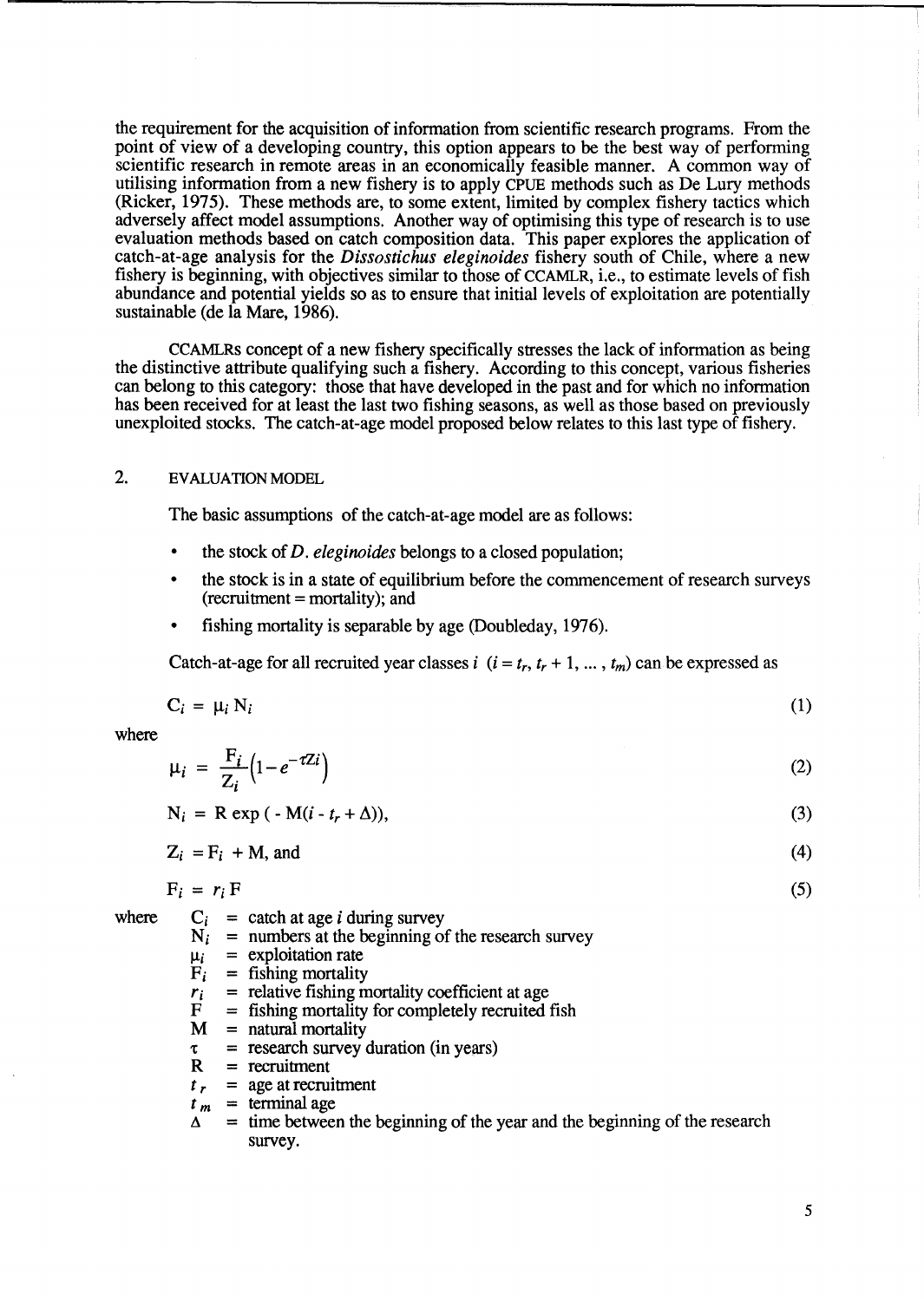the requirement for the acquisition of information from scientific research programs. From the point of view of a developing country, this option appears to be the best way of performing scientific research in remote areas in an economically feasible manner. A common way of utilising information from a new fishery is to apply CPUE methods such as De Lury methods (Ricker, 1975). These methods are, to some extent, limited by complex fishery tactics which adversely affect model assumptions. Another way of optimising this type of research is to use evaluation methods based on catch composition data. This paper explores the application of catch-at-age analysis for the *Dissostichus eleginoides* fishery south of Chile, where a new fishery is beginning, with objectives similar to those of CCAMLR, i.e., to estimate levels of fish abundance and potential yields so as to ensure that initial levels of exploitation are potentially sustainable (de la Mare, 1986).

CCAMLRs concept of a new fishery specifically stresses the lack of information as being the distinctive attribute qualifying such a fishery. According to this concept, various fisheries can belong to this category: those that have developed in the past and for which no information has been received for at least the last two fishing seasons, as well as those based on previously unexploited stocks. The catch-at-age model proposed below relates to this last type of fishery.

## 2. EVALUATION MODEL

The basic assumptions of the catch-at-age model are as follows:

- the stock of *D. eleginoides* belongs to a closed population;
- the stock is in a state of equilibrium before the commencement of research surveys (recruitment = mortality); and
- fishing mortality is separable by age (Doubleday, 1976).

Catch-at-age for all recruited year classes $i$ ($i = t_r, t_r + 1, \ldots, t_m$) can be expressed as

$$C_i = \mu_i N_i \tag{1}$$

where

$$\mu_i = \frac{F_i}{Z_i}\left(1 - e^{-\tau Z_i}\right) \tag{2}$$

$$N_i = R \exp(-M(i - t_r + \Delta)), \tag{3}$$

$$Z_i = F_i + M, \text{ and} \tag{4}$$

$$F_i = r_i F \tag{5}$$

where
- $C_i$ = catch at age $i$ during survey
- $N_i$ = numbers at the beginning of the research survey
- $\mu_i$ = exploitation rate
- $F_i$ = fishing mortality
- $r_i$ = relative fishing mortality coefficient at age
- $F$ = fishing mortality for completely recruited fish
- $M$ = natural mortality
- $\tau$ = research survey duration (in years)
- $R$ = recruitment
- $t_r$ = age at recruitment
- $t_m$ = terminal age
- $\Delta$ = time between the beginning of the year and the beginning of the research survey.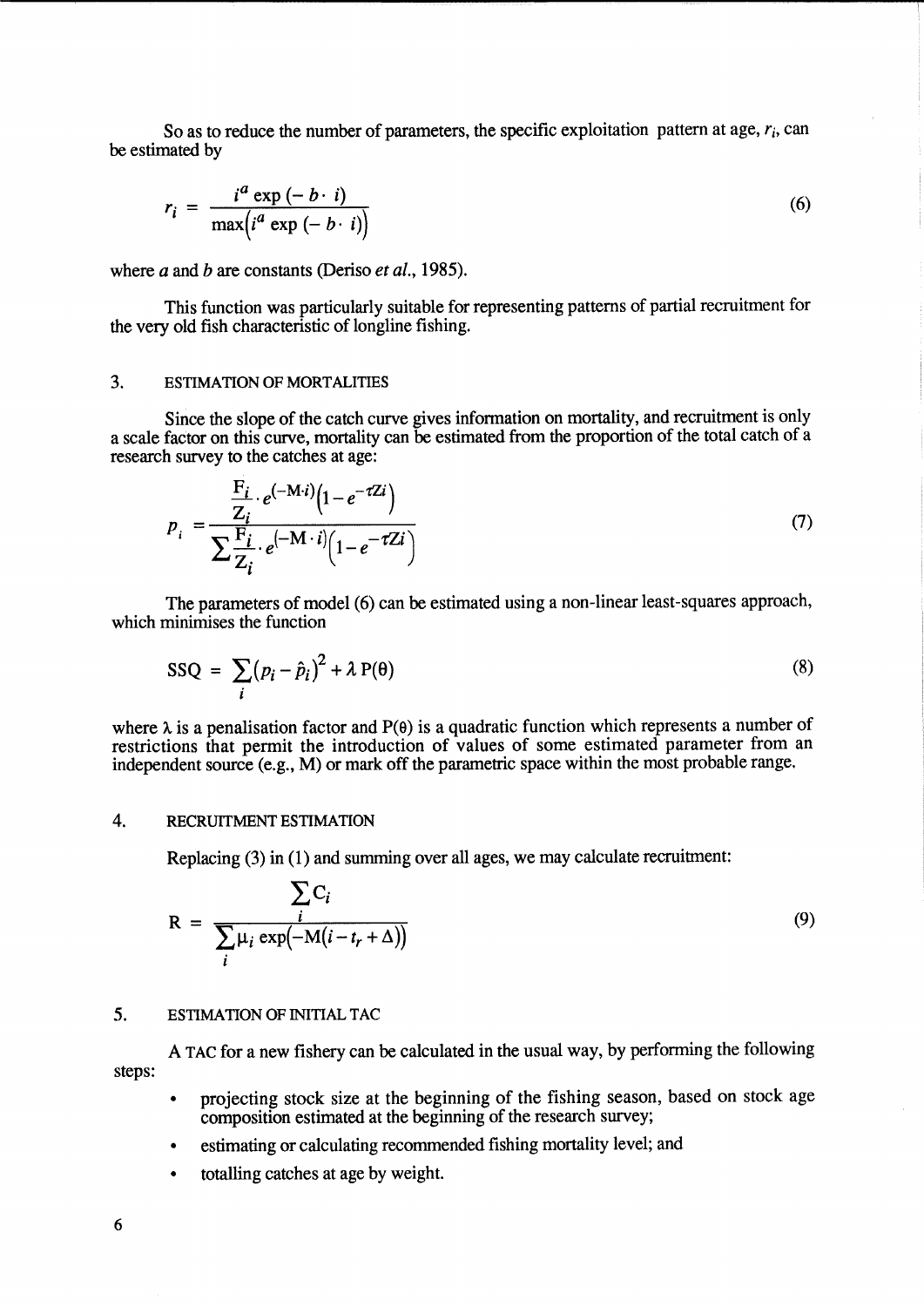So as to reduce the number of parameters, the specific exploitation pattern at age, $r_i$, can be estimated by

$$r_i = \frac{i^a \exp(-b \cdot i)}{\max\left(i^a \exp(-b \cdot i)\right)} \tag{6}$$

where $a$ and $b$ are constants (Deriso *et al.*, 1985).

This function was particularly suitable for representing patterns of partial recruitment for the very old fish characteristic of longline fishing.

## 3. ESTIMATION OF MORTALITIES

Since the slope of the catch curve gives information on mortality, and recruitment is only a scale factor on this curve, mortality can be estimated from the proportion of the total catch of a research survey to the catches at age:

$$p_i = \frac{\frac{F_i}{Z_i} \cdot e^{(-M \cdot i)}\left(1 - e^{-\tau Z i}\right)}{\sum \frac{F_i}{Z_i} \cdot e^{(-M \cdot i)}\left(1 - e^{-\tau Z i}\right)} \tag{7}$$

The parameters of model (6) can be estimated using a non-linear least-squares approach, which minimises the function

$$SSQ = \sum_i (p_i - \hat{p}_i)^2 + \lambda P(\theta) \tag{8}$$

where $\lambda$ is a penalisation factor and $P(\theta)$ is a quadratic function which represents a number of restrictions that permit the introduction of values of some estimated parameter from an independent source (e.g., M) or mark off the parametric space within the most probable range.

## 4. RECRUITMENT ESTIMATION

Replacing (3) in (1) and summing over all ages, we may calculate recruitment:

$$R = \frac{\sum_i C_i}{\sum_i \mu_i \exp\left(-M(i - t_r + \Delta)\right)} \tag{9}$$

## 5. ESTIMATION OF INITIAL TAC

A TAC for a new fishery can be calculated in the usual way, by performing the following steps:

- projecting stock size at the beginning of the fishing season, based on stock age composition estimated at the beginning of the research survey;
- estimating or calculating recommended fishing mortality level; and
- totalling catches at age by weight.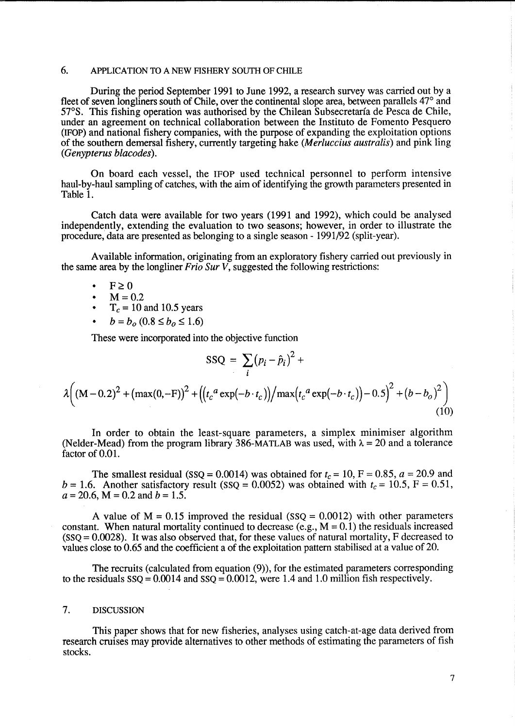## 6. APPLICATION TO A NEW FISHERY SOUTH OF CHILE

During the period September 1991 to June 1992, a research survey was carried out by a fleet of seven longliners south of Chile, over the continental slope area, between parallels 47° and 57°S. This fishing operation was authorised by the Chilean Subsecretaría de Pesca de Chile, under an agreement on technical collaboration between the Instituto de Fomento Pesquero (IFOP) and national fishery companies, with the purpose of expanding the exploitation options of the southern demersal fishery, currently targeting hake (*Merluccius australis*) and pink ling (*Genypterus blacodes*).

On board each vessel, the IFOP used technical personnel to perform intensive haul-by-haul sampling of catches, with the aim of identifying the growth parameters presented in Table 1.

Catch data were available for two years (1991 and 1992), which could be analysed independently, extending the evaluation to two seasons; however, in order to illustrate the procedure, data are presented as belonging to a single season - 1991/92 (split-year).

Available information, originating from an exploratory fishery carried out previously in the same area by the longliner *Frio Sur V*, suggested the following restrictions:

- $F \geq 0$
- $M = 0.2$
- $T_c = 10$ and 10.5 years
- $b = b_o$ $(0.8 \leq b_o \leq 1.6)$

These were incorporated into the objective function

$$\text{SSQ} = \sum_i (p_i - \hat{p}_i)^2 + \lambda\Big((\text{M}-0.2)^2 + (\max(0,-\text{F}))^2 + \big((t_c{}^a \exp(-b \cdot t_c))/\max(t_c{}^a \exp(-b \cdot t_c)) - 0.5\big)^2 + (b - b_o)^2\Big) \tag{10}$$

In order to obtain the least-square parameters, a simplex minimiser algorithm (Nelder-Mead) from the program library 386-MATLAB was used, with $\lambda = 20$ and a tolerance factor of 0.01.

The smallest residual (SSQ = 0.0014) was obtained for $t_c = 10$, $F = 0.85$, $a = 20.9$ and $b = 1.6$. Another satisfactory result (SSQ = 0.0052) was obtained with $t_c = 10.5$, $F = 0.51$, $a = 20.6$, $M = 0.2$ and $b = 1.5$.

A value of $M = 0.15$ improved the residual (SSQ = 0.0012) with other parameters constant. When natural mortality continued to decrease (e.g., $M = 0.1$) the residuals increased (SSQ = 0.0028). It was also observed that, for these values of natural mortality, F decreased to values close to 0.65 and the coefficient a of the exploitation pattern stabilised at a value of 20.

The recruits (calculated from equation (9)), for the estimated parameters corresponding to the residuals SSQ = 0.0014 and SSQ = 0.0012, were 1.4 and 1.0 million fish respectively.

## 7. DISCUSSION

This paper shows that for new fisheries, analyses using catch-at-age data derived from research cruises may provide alternatives to other methods of estimating the parameters of fish stocks.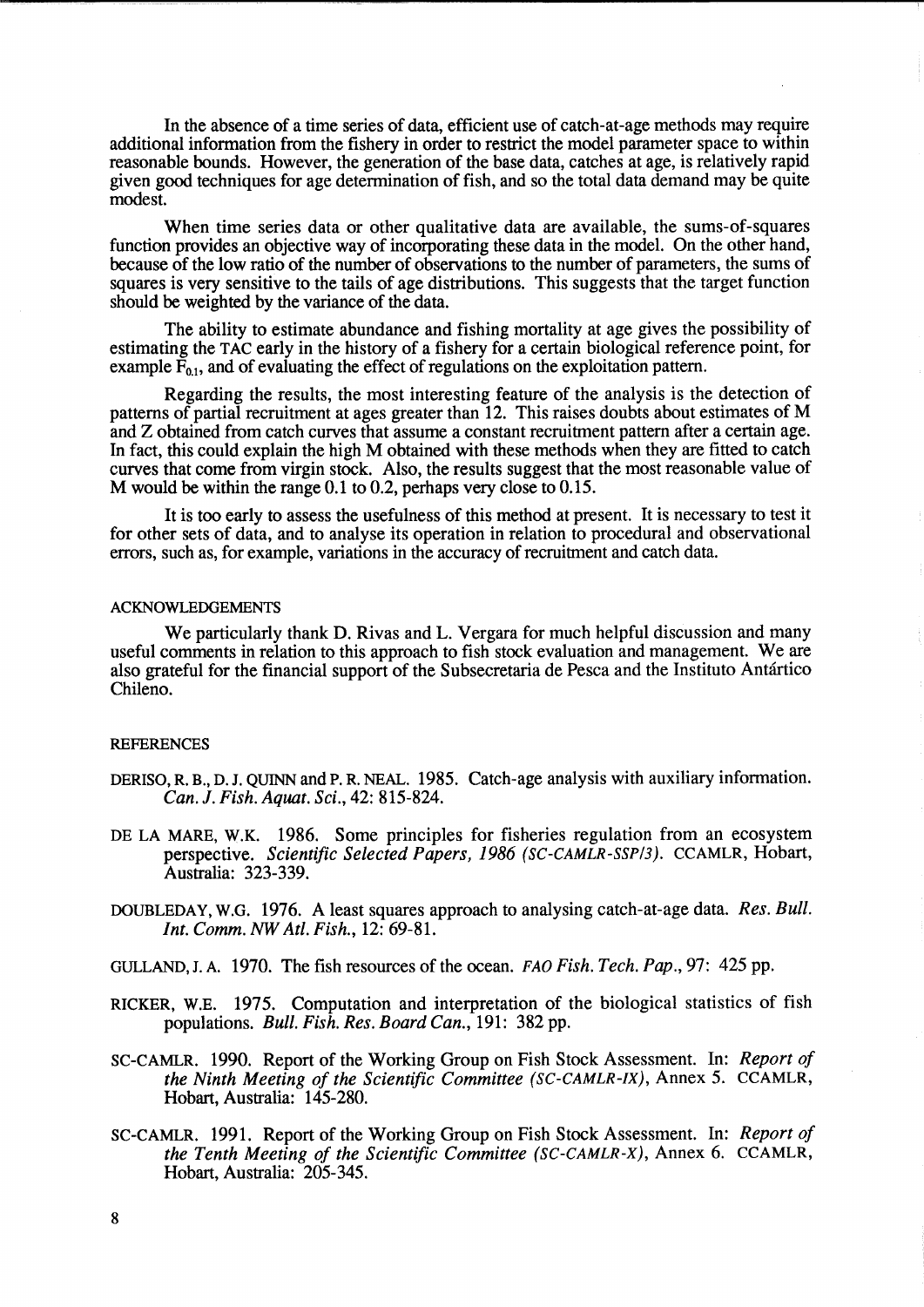In the absence of a time series of data, efficient use of catch-at-age methods may require additional information from the fishery in order to restrict the model parameter space to within reasonable bounds. However, the generation of the base data, catches at age, is relatively rapid given good techniques for age determination of fish, and so the total data demand may be quite modest.

When time series data or other qualitative data are available, the sums-of-squares function provides an objective way of incorporating these data in the model. On the other hand, because of the low ratio of the number of observations to the number of parameters, the sums of squares is very sensitive to the tails of age distributions. This suggests that the target function should be weighted by the variance of the data.

The ability to estimate abundance and fishing mortality at age gives the possibility of estimating the TAC early in the history of a fishery for a certain biological reference point, for example $F_{0.1}$, and of evaluating the effect of regulations on the exploitation pattern.

Regarding the results, the most interesting feature of the analysis is the detection of patterns of partial recruitment at ages greater than 12. This raises doubts about estimates of M and Z obtained from catch curves that assume a constant recruitment pattern after a certain age. In fact, this could explain the high M obtained with these methods when they are fitted to catch curves that come from virgin stock. Also, the results suggest that the most reasonable value of M would be within the range 0.1 to 0.2, perhaps very close to 0.15.

It is too early to assess the usefulness of this method at present. It is necessary to test it for other sets of data, and to analyse its operation in relation to procedural and observational errors, such as, for example, variations in the accuracy of recruitment and catch data.

## ACKNOWLEDGEMENTS

We particularly thank D. Rivas and L. Vergara for much helpful discussion and many useful comments in relation to this approach to fish stock evaluation and management. We are also grateful for the financial support of the Subsecretaria de Pesca and the Instituto Antártico Chileno.

## REFERENCES

DERISO, R. B., D. J. QUINN and P. R. NEAL. 1985. Catch-age analysis with auxiliary information. *Can. J. Fish. Aquat. Sci.*, 42: 815-824.

DE LA MARE, W.K. 1986. Some principles for fisheries regulation from an ecosystem perspective. *Scientific Selected Papers, 1986 (SC-CAMLR-SSP/3)*. CCAMLR, Hobart, Australia: 323-339.

DOUBLEDAY, W.G. 1976. A least squares approach to analysing catch-at-age data. *Res. Bull. Int. Comm. NW Atl. Fish.*, 12: 69-81.

GULLAND, J. A. 1970. The fish resources of the ocean. *FAO Fish. Tech. Pap.*, 97: 425 pp.

RICKER, W.E. 1975. Computation and interpretation of the biological statistics of fish populations. *Bull. Fish. Res. Board Can.*, 191: 382 pp.

SC-CAMLR. 1990. Report of the Working Group on Fish Stock Assessment. In: *Report of the Ninth Meeting of the Scientific Committee (SC-CAMLR-IX)*, Annex 5. CCAMLR, Hobart, Australia: 145-280.

SC-CAMLR. 1991. Report of the Working Group on Fish Stock Assessment. In: *Report of the Tenth Meeting of the Scientific Committee (SC-CAMLR-X)*, Annex 6. CCAMLR, Hobart, Australia: 205-345.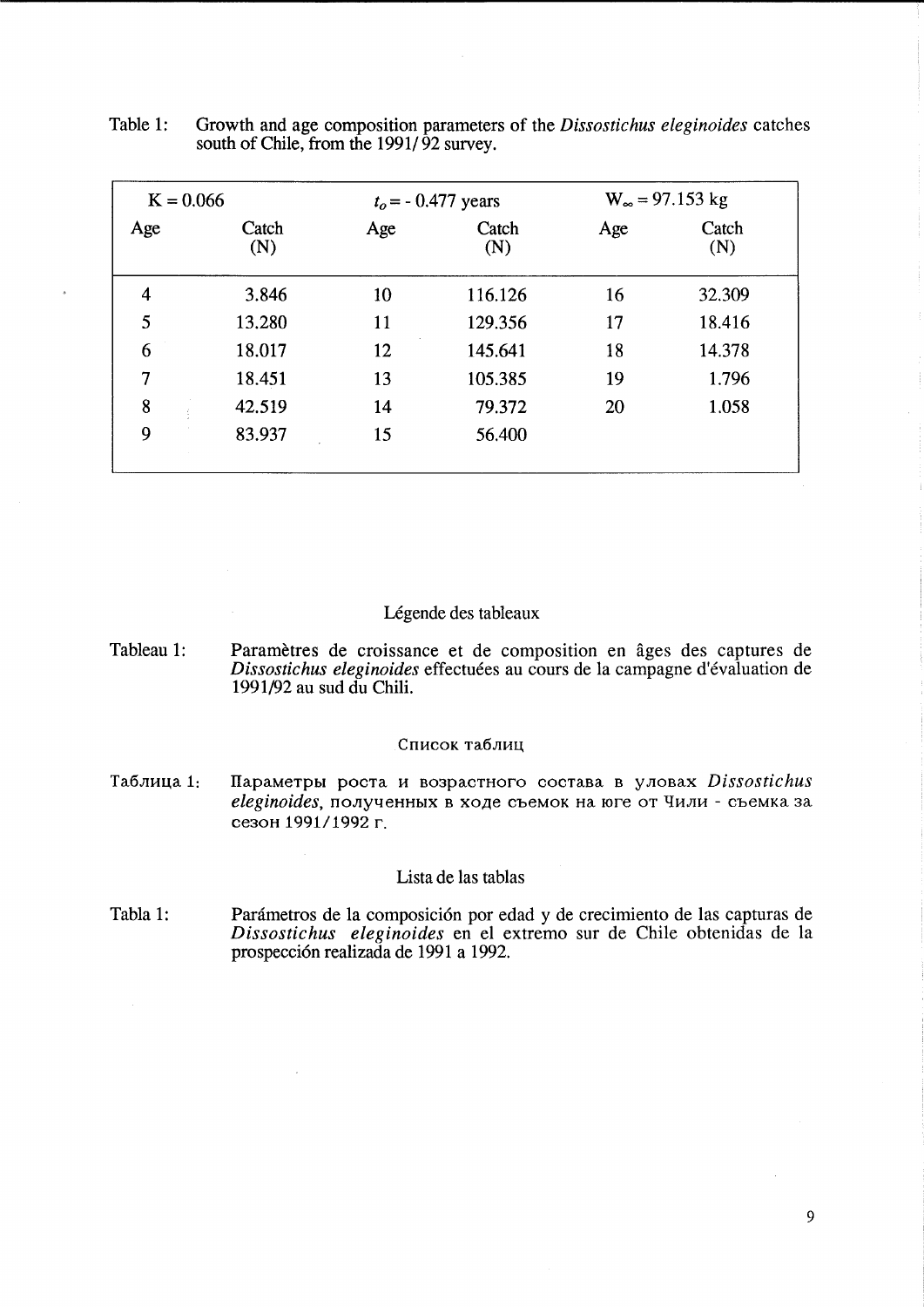Table 1: Growth and age composition parameters of the *Dissostichus eleginoides* catches south of Chile, from the 1991/ 92 survey.

| K = 0.066 | | $t_o$ = - 0.477 years | | $W_\infty$ = 97.153 kg | |
|---|---|---|---|---|---|
| Age | Catch (N) | Age | Catch (N) | Age | Catch (N) |
| 4 | 3.846 | 10 | 116.126 | 16 | 32.309 |
| 5 | 13.280 | 11 | 129.356 | 17 | 18.416 |
| 6 | 18.017 | 12 | 145.641 | 18 | 14.378 |
| 7 | 18.451 | 13 | 105.385 | 19 | 1.796 |
| 8 | 42.519 | 14 | 79.372 | 20 | 1.058 |
| 9 | 83.937 | 15 | 56.400 | | |

## Légende des tableaux

Tableau 1: Paramètres de croissance et de composition en âges des captures de *Dissostichus eleginoides* effectuées au cours de la campagne d'évaluation de 1991/92 au sud du Chili.

## Список таблиц

Таблица 1: Параметры роста и возрастного состава в уловах *Dissostichus eleginoides*, полученных в ходе съемок на юге от Чили - съемка за сезон 1991/1992 г.

## Lista de las tablas

Tabla 1: Parámetros de la composición por edad y de crecimiento de las capturas de *Dissostichus eleginoides* en el extremo sur de Chile obtenidas de la prospección realizada de 1991 a 1992.